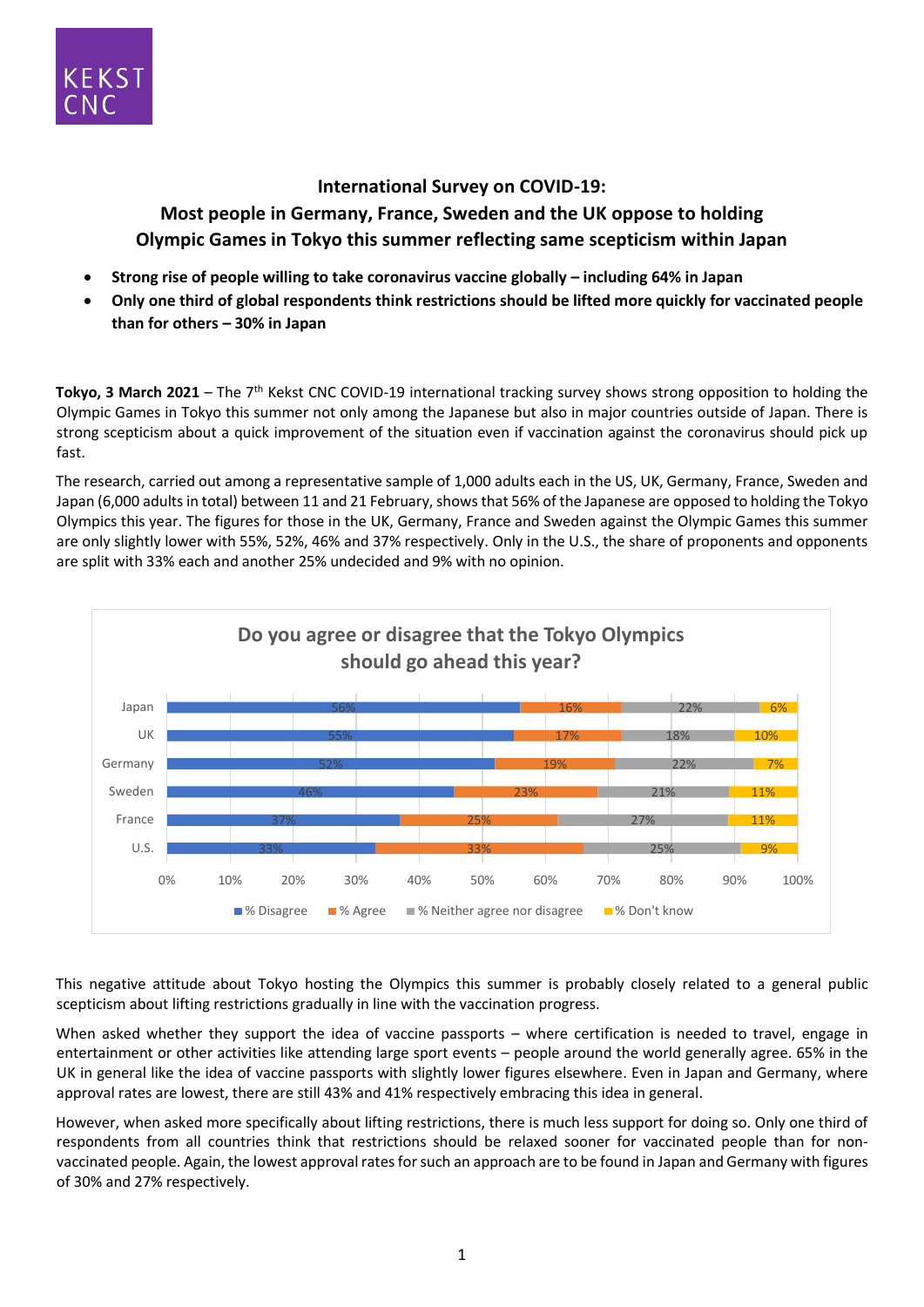KEKST CNC

## International Survey on COVID-19: Most people in Germany, France, Sweden and the UK oppose to holding Olympic Games in Tokyo this summer reflecting same scepticism within Japan

- **Strong rise of people willing to take coronavirus vaccine globally – including 64% in Japan**
- **Only one third of global respondents think restrictions should be lifted more quickly for vaccinated people than for others – 30% in Japan**

**Tokyo, 3 March 2021** – The 7th Kekst CNC COVID-19 international tracking survey shows strong opposition to holding the Olympic Games in Tokyo this summer not only among the Japanese but also in major countries outside of Japan. There is strong scepticism about a quick improvement of the situation even if vaccination against the coronavirus should pick up fast.

The research, carried out among a representative sample of 1,000 adults each in the US, UK, Germany, France, Sweden and Japan (6,000 adults in total) between 11 and 21 February, shows that 56% of the Japanese are opposed to holding the Tokyo Olympics this year. The figures for those in the UK, Germany, France and Sweden against the Olympic Games this summer are only slightly lower with 55%, 52%, 46% and 37% respectively. Only in the U.S., the share of proponents and opponents are split with 33% each and another 25% undecided and 9% with no opinion.

**Do you agree or disagree that the Tokyo Olympics should go ahead this year?**

| | % Disagree | % Agree | % Neither agree nor disagree | % Don't know |
|---|---|---|---|---|
| Japan | 56% | 16% | 22% | 6% |
| UK | 55% | 17% | 18% | 10% |
| Germany | 52% | 19% | 22% | 7% |
| Sweden | 46% | 23% | 21% | 11% |
| France | 37% | 25% | 27% | 11% |
| U.S. | 33% | 33% | 25% | 9% |

This negative attitude about Tokyo hosting the Olympics this summer is probably closely related to a general public scepticism about lifting restrictions gradually in line with the vaccination progress.

When asked whether they support the idea of vaccine passports – where certification is needed to travel, engage in entertainment or other activities like attending large sport events – people around the world generally agree. 65% in the UK in general like the idea of vaccine passports with slightly lower figures elsewhere. Even in Japan and Germany, where approval rates are lowest, there are still 43% and 41% respectively embracing this idea in general.

However, when asked more specifically about lifting restrictions, there is much less support for doing so. Only one third of respondents from all countries think that restrictions should be relaxed sooner for vaccinated people than for non-vaccinated people. Again, the lowest approval rates for such an approach are to be found in Japan and Germany with figures of 30% and 27% respectively.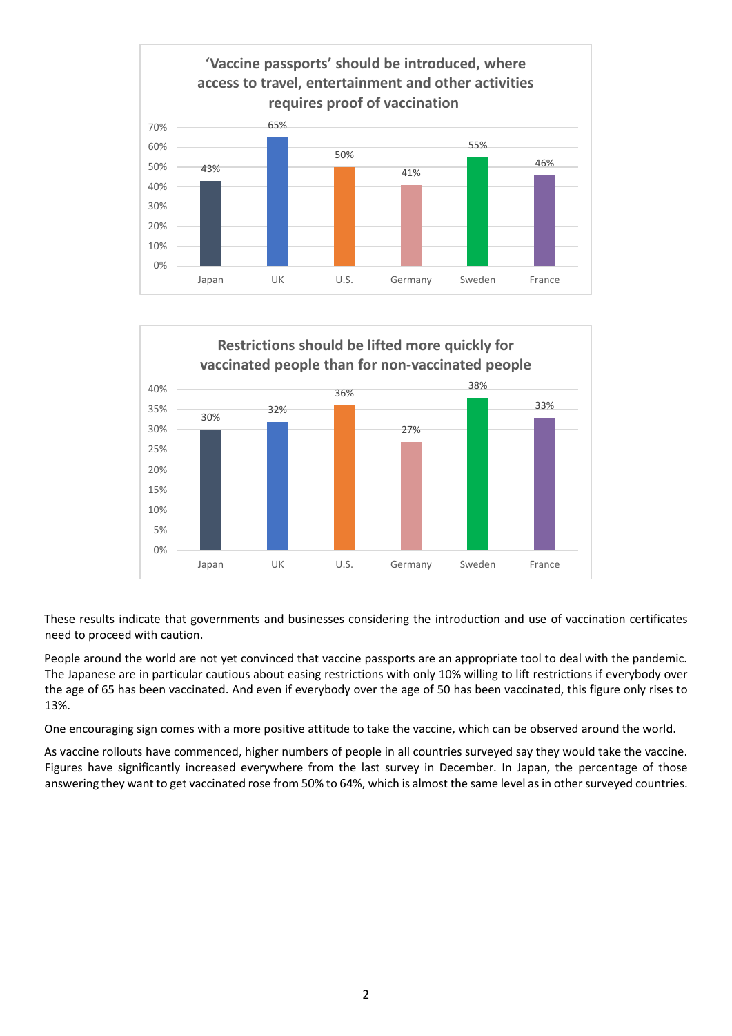**'Vaccine passports' should be introduced, where access to travel, entertainment and other activities requires proof of vaccination**

| Country | % |
|---|---|
| Japan | 43% |
| UK | 65% |
| U.S. | 50% |
| Germany | 41% |
| Sweden | 55% |
| France | 46% |

**Restrictions should be lifted more quickly for vaccinated people than for non-vaccinated people**

| Country | % |
|---|---|
| Japan | 30% |
| UK | 32% |
| U.S. | 36% |
| Germany | 27% |
| Sweden | 38% |
| France | 33% |

These results indicate that governments and businesses considering the introduction and use of vaccination certificates need to proceed with caution.

People around the world are not yet convinced that vaccine passports are an appropriate tool to deal with the pandemic. The Japanese are in particular cautious about easing restrictions with only 10% willing to lift restrictions if everybody over the age of 65 has been vaccinated. And even if everybody over the age of 50 has been vaccinated, this figure only rises to 13%.

One encouraging sign comes with a more positive attitude to take the vaccine, which can be observed around the world.

As vaccine rollouts have commenced, higher numbers of people in all countries surveyed say they would take the vaccine. Figures have significantly increased everywhere from the last survey in December. In Japan, the percentage of those answering they want to get vaccinated rose from 50% to 64%, which is almost the same level as in other surveyed countries.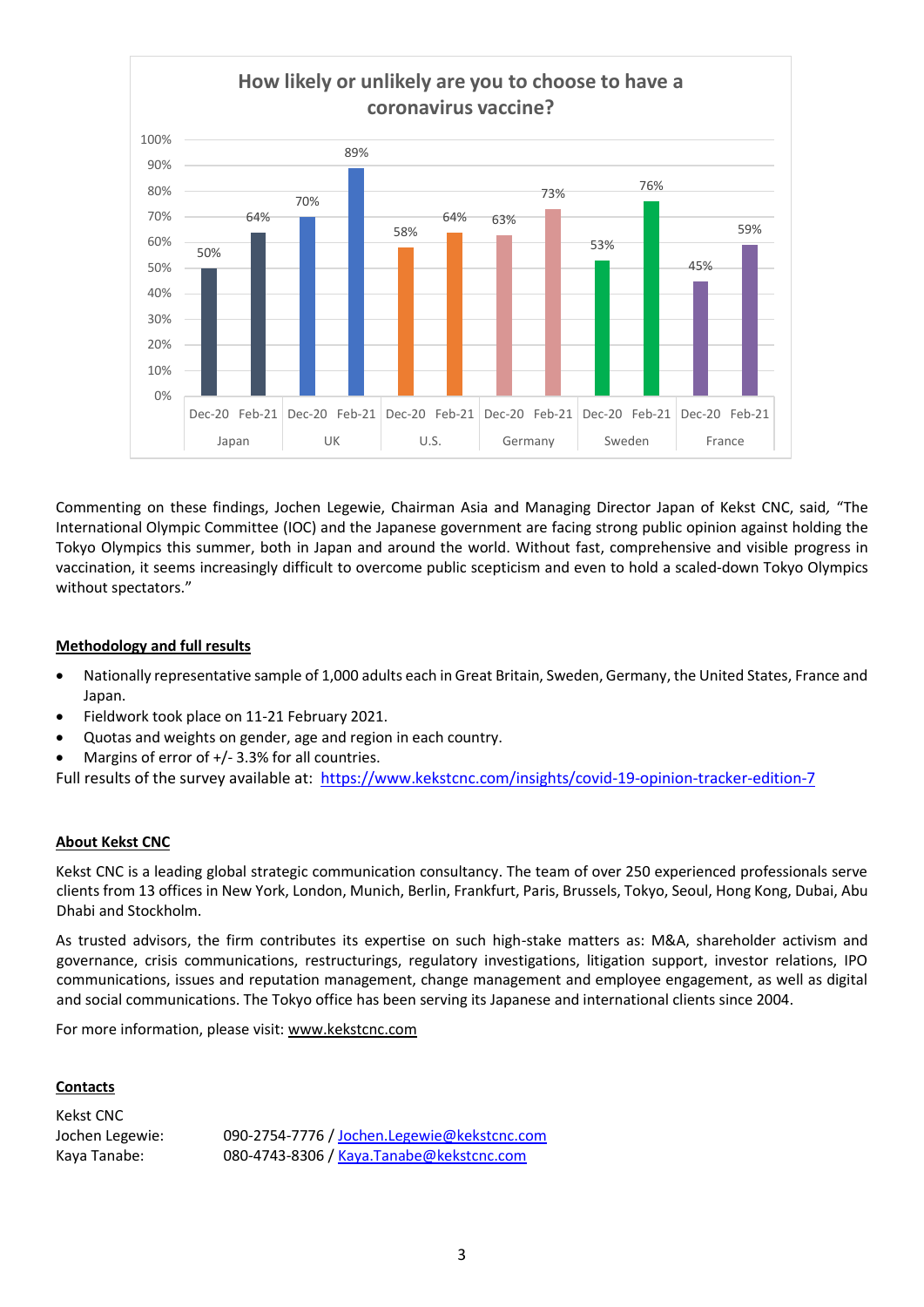How likely or unlikely are you to choose to have a coronavirus vaccine?

100%
90%
80%
70%
60%
50%
40%
30%
20%
10%
0%

50% 64% 70% 89% 58% 64% 63% 73% 53% 76% 45% 59%

Dec-20 Feb-21 Dec-20 Feb-21 Dec-20 Feb-21 Dec-20 Feb-21 Dec-20 Feb-21 Dec-20 Feb-21

Japan UK U.S. Germany Sweden France

Commenting on these findings, Jochen Legewie, Chairman Asia and Managing Director Japan of Kekst CNC, said, "The International Olympic Committee (IOC) and the Japanese government are facing strong public opinion against holding the Tokyo Olympics this summer, both in Japan and around the world. Without fast, comprehensive and visible progress in vaccination, it seems increasingly difficult to overcome public scepticism and even to hold a scaled-down Tokyo Olympics without spectators."

## Methodology and full results

- Nationally representative sample of 1,000 adults each in Great Britain, Sweden, Germany, the United States, France and Japan.
- Fieldwork took place on 11-21 February 2021.
- Quotas and weights on gender, age and region in each country.
- Margins of error of +/- 3.3% for all countries.

Full results of the survey available at: https://www.kekstcnc.com/insights/covid-19-opinion-tracker-edition-7

## About Kekst CNC

Kekst CNC is a leading global strategic communication consultancy. The team of over 250 experienced professionals serve clients from 13 offices in New York, London, Munich, Berlin, Frankfurt, Paris, Brussels, Tokyo, Seoul, Hong Kong, Dubai, Abu Dhabi and Stockholm.

As trusted advisors, the firm contributes its expertise on such high-stake matters as: M&A, shareholder activism and governance, crisis communications, restructurings, regulatory investigations, litigation support, investor relations, IPO communications, issues and reputation management, change management and employee engagement, as well as digital and social communications. The Tokyo office has been serving its Japanese and international clients since 2004.

For more information, please visit: www.kekstcnc.com

## Contacts

Kekst CNC
Jochen Legewie: 090-2754-7776 / Jochen.Legewie@kekstcnc.com
Kaya Tanabe: 080-4743-8306 / Kaya.Tanabe@kekstcnc.com